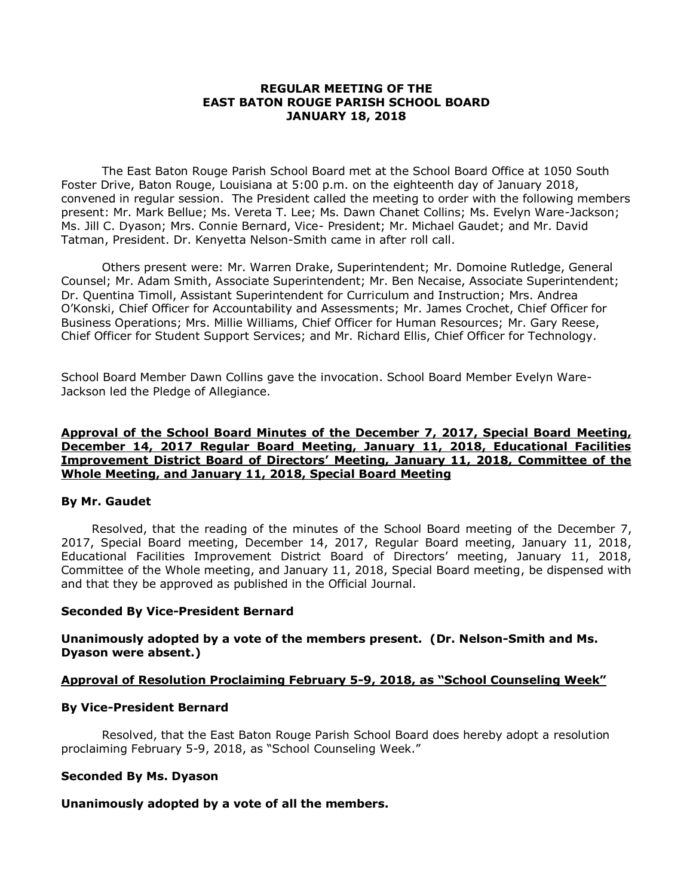# REGULAR MEETING OF THE EAST BATON ROUGE PARISH SCHOOL BOARD JANUARY 18, 2018

The East Baton Rouge Parish School Board met at the School Board Office at 1050 South Foster Drive, Baton Rouge, Louisiana at 5:00 p.m. on the eighteenth day of January 2018, convened in regular session. The President called the meeting to order with the following members present: Mr. Mark Bellue; Ms. Vereta T. Lee; Ms. Dawn Chanet Collins; Ms. Evelyn Ware-Jackson; Ms. Jill C. Dyason; Mrs. Connie Bernard, Vice- President; Mr. Michael Gaudet; and Mr. David Tatman, President. Dr. Kenyetta Nelson-Smith came in after roll call.

Others present were: Mr. Warren Drake, Superintendent; Mr. Domoine Rutledge, General Counsel; Mr. Adam Smith, Associate Superintendent; Mr. Ben Necaise, Associate Superintendent; Dr. Quentina Timoll, Assistant Superintendent for Curriculum and Instruction; Mrs. Andrea O'Konski, Chief Officer for Accountability and Assessments; Mr. James Crochet, Chief Officer for Business Operations; Mrs. Millie Williams, Chief Officer for Human Resources; Mr. Gary Reese, Chief Officer for Student Support Services; and Mr. Richard Ellis, Chief Officer for Technology.

School Board Member Dawn Collins gave the invocation. School Board Member Evelyn Ware-Jackson led the Pledge of Allegiance.

## Approval of the School Board Minutes of the December 7, 2017, Special Board Meeting, December 14, 2017 Regular Board Meeting, January 11, 2018, Educational Facilities Improvement District Board of Directors' Meeting, January 11, 2018, Committee of the Whole Meeting, and January 11, 2018, Special Board Meeting

**By Mr. Gaudet**

Resolved, that the reading of the minutes of the School Board meeting of the December 7, 2017, Special Board meeting, December 14, 2017, Regular Board meeting, January 11, 2018, Educational Facilities Improvement District Board of Directors' meeting, January 11, 2018, Committee of the Whole meeting, and January 11, 2018, Special Board meeting, be dispensed with and that they be approved as published in the Official Journal.

**Seconded By Vice-President Bernard**

**Unanimously adopted by a vote of the members present. (Dr. Nelson-Smith and Ms. Dyason were absent.)**

## Approval of Resolution Proclaiming February 5-9, 2018, as "School Counseling Week"

**By Vice-President Bernard**

Resolved, that the East Baton Rouge Parish School Board does hereby adopt a resolution proclaiming February 5-9, 2018, as "School Counseling Week."

**Seconded By Ms. Dyason**

**Unanimously adopted by a vote of all the members.**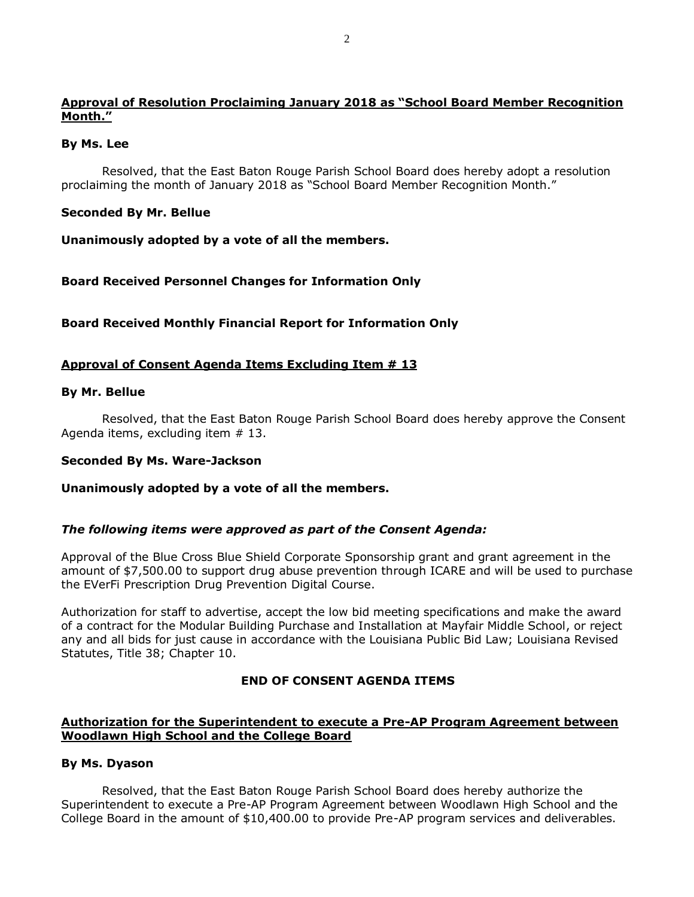**Approval of Resolution Proclaiming January 2018 as "School Board Member Recognition Month."**

**By Ms. Lee**

Resolved, that the East Baton Rouge Parish School Board does hereby adopt a resolution proclaiming the month of January 2018 as "School Board Member Recognition Month."

**Seconded By Mr. Bellue**

**Unanimously adopted by a vote of all the members.**

**Board Received Personnel Changes for Information Only**

**Board Received Monthly Financial Report for Information Only**

**Approval of Consent Agenda Items Excluding Item # 13**

**By Mr. Bellue**

Resolved, that the East Baton Rouge Parish School Board does hereby approve the Consent Agenda items, excluding item # 13.

**Seconded By Ms. Ware-Jackson**

**Unanimously adopted by a vote of all the members.**

***The following items were approved as part of the Consent Agenda:***

Approval of the Blue Cross Blue Shield Corporate Sponsorship grant and grant agreement in the amount of $7,500.00 to support drug abuse prevention through ICARE and will be used to purchase the EVerFi Prescription Drug Prevention Digital Course.

Authorization for staff to advertise, accept the low bid meeting specifications and make the award of a contract for the Modular Building Purchase and Installation at Mayfair Middle School, or reject any and all bids for just cause in accordance with the Louisiana Public Bid Law; Louisiana Revised Statutes, Title 38; Chapter 10.

**END OF CONSENT AGENDA ITEMS**

**Authorization for the Superintendent to execute a Pre-AP Program Agreement between Woodlawn High School and the College Board**

**By Ms. Dyason**

Resolved, that the East Baton Rouge Parish School Board does hereby authorize the Superintendent to execute a Pre-AP Program Agreement between Woodlawn High School and the College Board in the amount of $10,400.00 to provide Pre-AP program services and deliverables.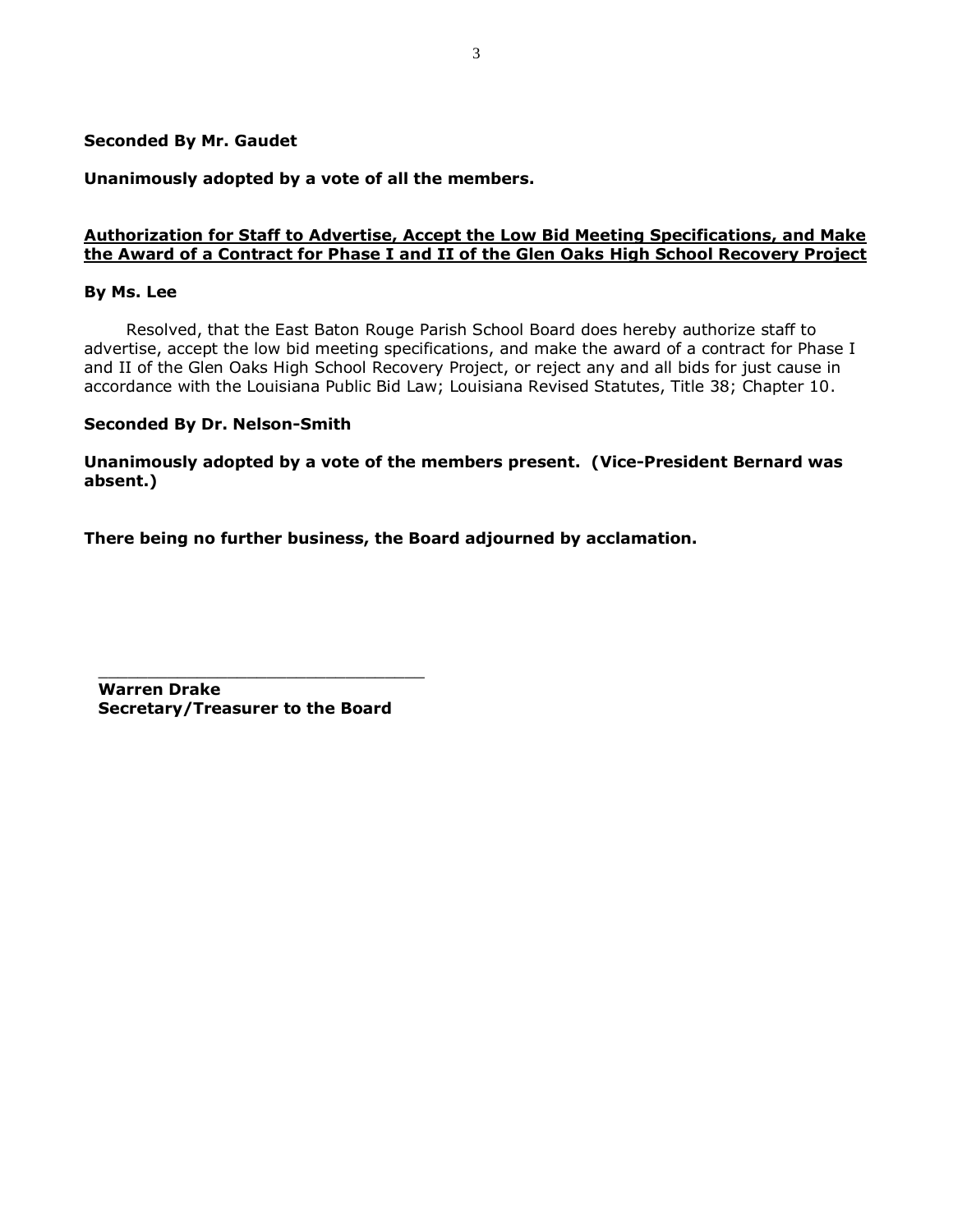**Seconded By Mr. Gaudet**

**Unanimously adopted by a vote of all the members.**

**Authorization for Staff to Advertise, Accept the Low Bid Meeting Specifications, and Make the Award of a Contract for Phase I and II of the Glen Oaks High School Recovery Project**

**By Ms. Lee**

Resolved, that the East Baton Rouge Parish School Board does hereby authorize staff to advertise, accept the low bid meeting specifications, and make the award of a contract for Phase I and II of the Glen Oaks High School Recovery Project, or reject any and all bids for just cause in accordance with the Louisiana Public Bid Law; Louisiana Revised Statutes, Title 38; Chapter 10.

**Seconded By Dr. Nelson-Smith**

**Unanimously adopted by a vote of the members present. (Vice-President Bernard was absent.)**

**There being no further business, the Board adjourned by acclamation.**

\_\_\_\_\_\_\_\_\_\_\_\_\_\_\_\_\_\_\_\_\_\_\_\_\_\_\_\_\_\_\_\_\_\_

**Warren Drake**
**Secretary/Treasurer to the Board**